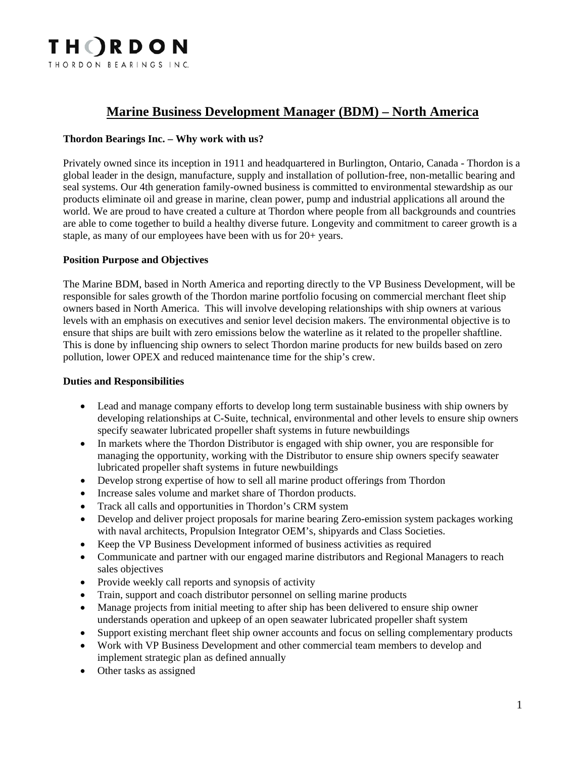# Marine Business Development Manager (BDM) – North America

**Thordon Bearings Inc. – Why work with us?**

Privately owned since its inception in 1911 and headquartered in Burlington, Ontario, Canada - Thordon is a global leader in the design, manufacture, supply and installation of pollution-free, non-metallic bearing and seal systems. Our 4th generation family-owned business is committed to environmental stewardship as our products eliminate oil and grease in marine, clean power, pump and industrial applications all around the world. We are proud to have created a culture at Thordon where people from all backgrounds and countries are able to come together to build a healthy diverse future. Longevity and commitment to career growth is a staple, as many of our employees have been with us for 20+ years.

**Position Purpose and Objectives**

The Marine BDM, based in North America and reporting directly to the VP Business Development, will be responsible for sales growth of the Thordon marine portfolio focusing on commercial merchant fleet ship owners based in North America. This will involve developing relationships with ship owners at various levels with an emphasis on executives and senior level decision makers. The environmental objective is to ensure that ships are built with zero emissions below the waterline as it related to the propeller shaftline. This is done by influencing ship owners to select Thordon marine products for new builds based on zero pollution, lower OPEX and reduced maintenance time for the ship's crew.

**Duties and Responsibilities**

- Lead and manage company efforts to develop long term sustainable business with ship owners by developing relationships at C-Suite, technical, environmental and other levels to ensure ship owners specify seawater lubricated propeller shaft systems in future newbuildings
- In markets where the Thordon Distributor is engaged with ship owner, you are responsible for managing the opportunity, working with the Distributor to ensure ship owners specify seawater lubricated propeller shaft systems in future newbuildings
- Develop strong expertise of how to sell all marine product offerings from Thordon
- Increase sales volume and market share of Thordon products.
- Track all calls and opportunities in Thordon's CRM system
- Develop and deliver project proposals for marine bearing Zero-emission system packages working with naval architects, Propulsion Integrator OEM's, shipyards and Class Societies.
- Keep the VP Business Development informed of business activities as required
- Communicate and partner with our engaged marine distributors and Regional Managers to reach sales objectives
- Provide weekly call reports and synopsis of activity
- Train, support and coach distributor personnel on selling marine products
- Manage projects from initial meeting to after ship has been delivered to ensure ship owner understands operation and upkeep of an open seawater lubricated propeller shaft system
- Support existing merchant fleet ship owner accounts and focus on selling complementary products
- Work with VP Business Development and other commercial team members to develop and implement strategic plan as defined annually
- Other tasks as assigned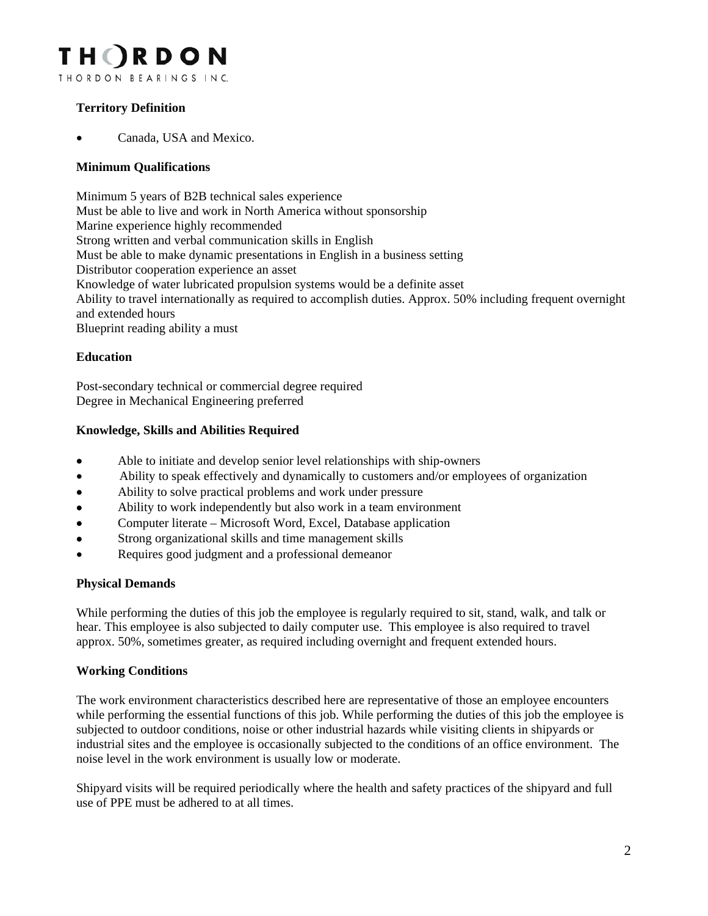**Territory Definition**

- Canada, USA and Mexico.

**Minimum Qualifications**

Minimum 5 years of B2B technical sales experience
Must be able to live and work in North America without sponsorship
Marine experience highly recommended
Strong written and verbal communication skills in English
Must be able to make dynamic presentations in English in a business setting
Distributor cooperation experience an asset
Knowledge of water lubricated propulsion systems would be a definite asset
Ability to travel internationally as required to accomplish duties. Approx. 50% including frequent overnight and extended hours
Blueprint reading ability a must

**Education**

Post-secondary technical or commercial degree required
Degree in Mechanical Engineering preferred

**Knowledge, Skills and Abilities Required**

- Able to initiate and develop senior level relationships with ship-owners
- Ability to speak effectively and dynamically to customers and/or employees of organization
- Ability to solve practical problems and work under pressure
- Ability to work independently but also work in a team environment
- Computer literate – Microsoft Word, Excel, Database application
- Strong organizational skills and time management skills
- Requires good judgment and a professional demeanor

**Physical Demands**

While performing the duties of this job the employee is regularly required to sit, stand, walk, and talk or hear. This employee is also subjected to daily computer use. This employee is also required to travel approx. 50%, sometimes greater, as required including overnight and frequent extended hours.

**Working Conditions**

The work environment characteristics described here are representative of those an employee encounters while performing the essential functions of this job. While performing the duties of this job the employee is subjected to outdoor conditions, noise or other industrial hazards while visiting clients in shipyards or industrial sites and the employee is occasionally subjected to the conditions of an office environment. The noise level in the work environment is usually low or moderate.

Shipyard visits will be required periodically where the health and safety practices of the shipyard and full use of PPE must be adhered to at all times.